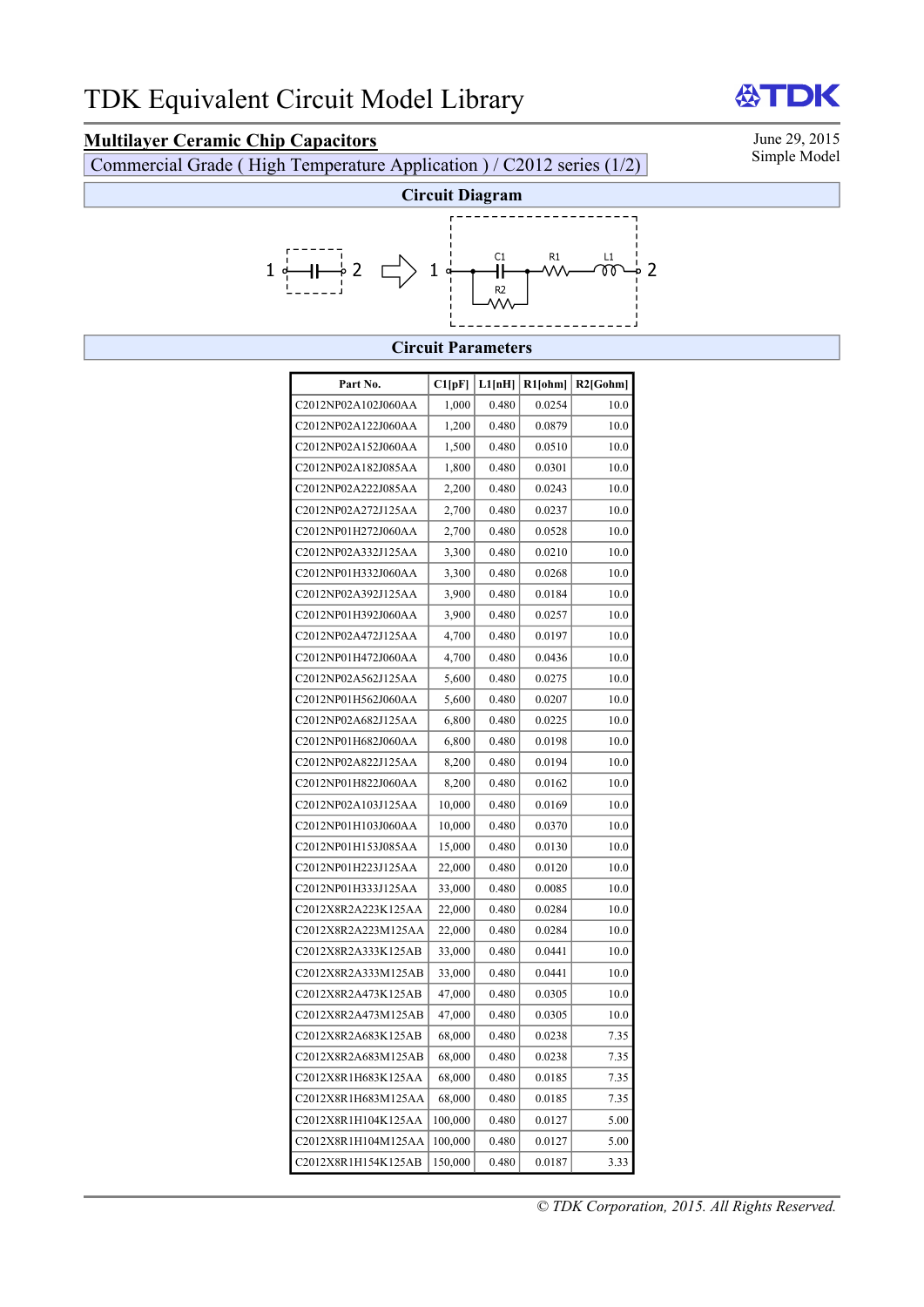# TDK Equivalent Circuit Model Library

June 29, 2015
Simple Model

## Multilayer Ceramic Chip Capacitors

Commercial Grade ( High Temperature Application ) / C2012 series (1/2)

### Circuit Diagram

1 —||— 2 ⇨ 1 — C1 — R1 — L1 — 2 (R2 in parallel with C1)

### Circuit Parameters

| Part No. | C1[pF] | L1[nH] | R1[ohm] | R2[Gohm] |
|---|---|---|---|---|
| C2012NP02A102J060AA | 1,000 | 0.480 | 0.0254 | 10.0 |
| C2012NP02A122J060AA | 1,200 | 0.480 | 0.0879 | 10.0 |
| C2012NP02A152J060AA | 1,500 | 0.480 | 0.0510 | 10.0 |
| C2012NP02A182J085AA | 1,800 | 0.480 | 0.0301 | 10.0 |
| C2012NP02A222J085AA | 2,200 | 0.480 | 0.0243 | 10.0 |
| C2012NP02A272J125AA | 2,700 | 0.480 | 0.0237 | 10.0 |
| C2012NP01H272J060AA | 2,700 | 0.480 | 0.0528 | 10.0 |
| C2012NP02A332J125AA | 3,300 | 0.480 | 0.0210 | 10.0 |
| C2012NP01H332J060AA | 3,300 | 0.480 | 0.0268 | 10.0 |
| C2012NP02A392J125AA | 3,900 | 0.480 | 0.0184 | 10.0 |
| C2012NP01H392J060AA | 3,900 | 0.480 | 0.0257 | 10.0 |
| C2012NP02A472J125AA | 4,700 | 0.480 | 0.0197 | 10.0 |
| C2012NP01H472J060AA | 4,700 | 0.480 | 0.0436 | 10.0 |
| C2012NP02A562J125AA | 5,600 | 0.480 | 0.0275 | 10.0 |
| C2012NP01H562J060AA | 5,600 | 0.480 | 0.0207 | 10.0 |
| C2012NP02A682J125AA | 6,800 | 0.480 | 0.0225 | 10.0 |
| C2012NP01H682J060AA | 6,800 | 0.480 | 0.0198 | 10.0 |
| C2012NP02A822J125AA | 8,200 | 0.480 | 0.0194 | 10.0 |
| C2012NP01H822J060AA | 8,200 | 0.480 | 0.0162 | 10.0 |
| C2012NP02A103J125AA | 10,000 | 0.480 | 0.0169 | 10.0 |
| C2012NP01H103J060AA | 10,000 | 0.480 | 0.0370 | 10.0 |
| C2012NP01H153J085AA | 15,000 | 0.480 | 0.0130 | 10.0 |
| C2012NP01H223J125AA | 22,000 | 0.480 | 0.0120 | 10.0 |
| C2012NP01H333J125AA | 33,000 | 0.480 | 0.0085 | 10.0 |
| C2012X8R2A223K125AA | 22,000 | 0.480 | 0.0284 | 10.0 |
| C2012X8R2A223M125AA | 22,000 | 0.480 | 0.0284 | 10.0 |
| C2012X8R2A333K125AB | 33,000 | 0.480 | 0.0441 | 10.0 |
| C2012X8R2A333M125AB | 33,000 | 0.480 | 0.0441 | 10.0 |
| C2012X8R2A473K125AB | 47,000 | 0.480 | 0.0305 | 10.0 |
| C2012X8R2A473M125AB | 47,000 | 0.480 | 0.0305 | 10.0 |
| C2012X8R2A683K125AB | 68,000 | 0.480 | 0.0238 | 7.35 |
| C2012X8R2A683M125AB | 68,000 | 0.480 | 0.0238 | 7.35 |
| C2012X8R1H683K125AA | 68,000 | 0.480 | 0.0185 | 7.35 |
| C2012X8R1H683M125AA | 68,000 | 0.480 | 0.0185 | 7.35 |
| C2012X8R1H104K125AA | 100,000 | 0.480 | 0.0127 | 5.00 |
| C2012X8R1H104M125AA | 100,000 | 0.480 | 0.0127 | 5.00 |
| C2012X8R1H154K125AB | 150,000 | 0.480 | 0.0187 | 3.33 |

*© TDK Corporation, 2015. All Rights Reserved.*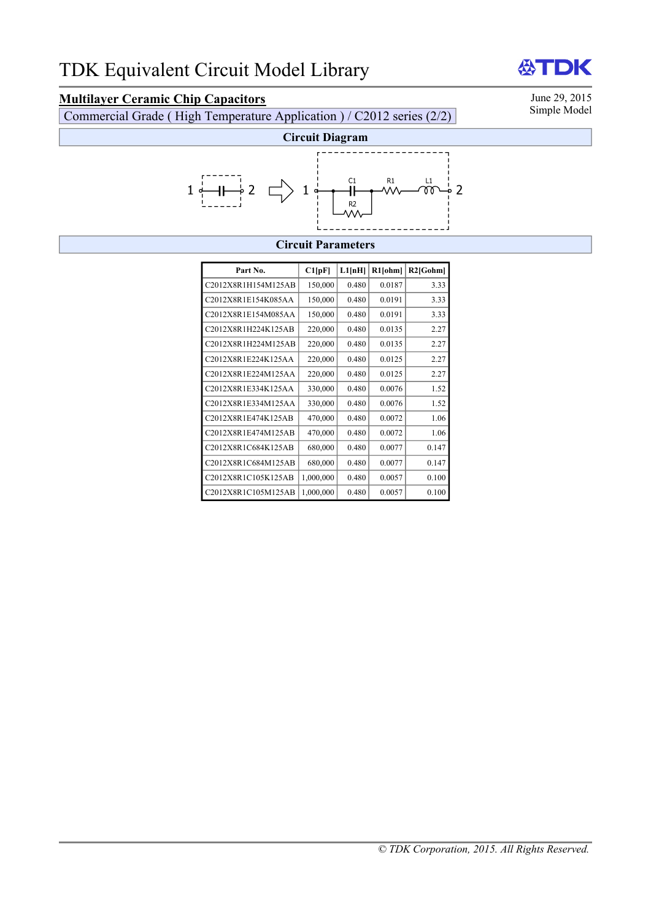# TDK Equivalent Circuit Model Library

June 29, 2015
Simple Model

## Multilayer Ceramic Chip Capacitors

Commercial Grade ( High Temperature Application ) / C2012 series (2/2)

### Circuit Diagram

1 2 1 C1 R1 L1 2 R2

### Circuit Parameters

| Part No. | C1[pF] | L1[nH] | R1[ohm] | R2[Gohm] |
|---|---|---|---|---|
| C2012X8R1H154M125AB | 150,000 | 0.480 | 0.0187 | 3.33 |
| C2012X8R1E154K085AA | 150,000 | 0.480 | 0.0191 | 3.33 |
| C2012X8R1E154M085AA | 150,000 | 0.480 | 0.0191 | 3.33 |
| C2012X8R1H224K125AB | 220,000 | 0.480 | 0.0135 | 2.27 |
| C2012X8R1H224M125AB | 220,000 | 0.480 | 0.0135 | 2.27 |
| C2012X8R1E224K125AA | 220,000 | 0.480 | 0.0125 | 2.27 |
| C2012X8R1E224M125AA | 220,000 | 0.480 | 0.0125 | 2.27 |
| C2012X8R1E334K125AA | 330,000 | 0.480 | 0.0076 | 1.52 |
| C2012X8R1E334M125AA | 330,000 | 0.480 | 0.0076 | 1.52 |
| C2012X8R1E474K125AB | 470,000 | 0.480 | 0.0072 | 1.06 |
| C2012X8R1E474M125AB | 470,000 | 0.480 | 0.0072 | 1.06 |
| C2012X8R1C684K125AB | 680,000 | 0.480 | 0.0077 | 0.147 |
| C2012X8R1C684M125AB | 680,000 | 0.480 | 0.0077 | 0.147 |
| C2012X8R1C105K125AB | 1,000,000 | 0.480 | 0.0057 | 0.100 |
| C2012X8R1C105M125AB | 1,000,000 | 0.480 | 0.0057 | 0.100 |

*© TDK Corporation, 2015. All Rights Reserved.*